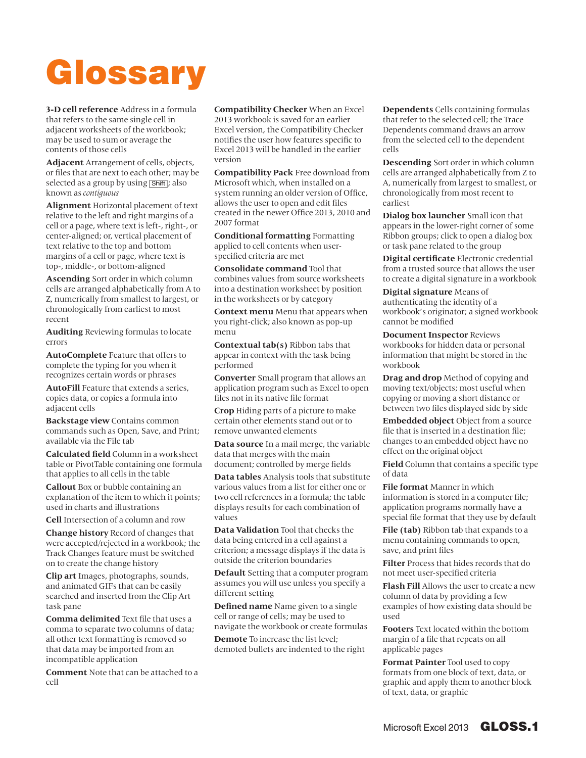# Glossary

**3-D cell reference** Address in a formula that refers to the same single cell in adjacent worksheets of the workbook; may be used to sum or average the contents of those cells

**Adjacent** Arrangement of cells, objects, or files that are next to each other; may be selected as a group by using Shift; also known as *contiguous*

**Alignment** Horizontal placement of text relative to the left and right margins of a cell or a page, where text is left-, right-, or center-aligned; or, vertical placement of text relative to the top and bottom margins of a cell or a page, where text is top-, middle-, or bottom-aligned

**Ascending** Sort order in which column cells are arranged alphabetically from A to Z, numerically from smallest to largest, or chronologically from earliest to most recent

**Auditing** Reviewing formulas to locate errors

**AutoComplete** Feature that offers to complete the typing for you when it recognizes certain words or phrases

**AutoFill** Feature that extends a series, copies data, or copies a formula into adjacent cells

**Backstage view** Contains common commands such as Open, Save, and Print; available via the File tab

**Calculated field** Column in a worksheet table or PivotTable containing one formula that applies to all cells in the table

**Callout** Box or bubble containing an explanation of the item to which it points; used in charts and illustrations

**Cell** Intersection of a column and row

**Change history** Record of changes that were accepted/rejected in a workbook; the Track Changes feature must be switched on to create the change history

**Clip art** Images, photographs, sounds, and animated GIFs that can be easily searched and inserted from the Clip Art task pane

**Comma delimited** Text file that uses a comma to separate two columns of data; all other text formatting is removed so that data may be imported from an incompatible application

**Comment** Note that can be attached to a cell

**Compatibility Checker** When an Excel 2013 workbook is saved for an earlier Excel version, the Compatibility Checker notifies the user how features specific to Excel 2013 will be handled in the earlier version

**Compatibility Pack** Free download from Microsoft which, when installed on a system running an older version of Office, allows the user to open and edit files created in the newer Office 2013, 2010 and 2007 format

**Conditional formatting** Formatting applied to cell contents when user-specified criteria are met

**Consolidate command** Tool that combines values from source worksheets into a destination worksheet by position in the worksheets or by category

**Context menu** Menu that appears when you right-click; also known as pop-up menu

**Contextual tab(s)** Ribbon tabs that appear in context with the task being performed

**Converter** Small program that allows an application program such as Excel to open files not in its native file format

**Crop** Hiding parts of a picture to make certain other elements stand out or to remove unwanted elements

**Data source** In a mail merge, the variable data that merges with the main document; controlled by merge fields

**Data tables** Analysis tools that substitute various values from a list for either one or two cell references in a formula; the table displays results for each combination of values

**Data Validation** Tool that checks the data being entered in a cell against a criterion; a message displays if the data is outside the criterion boundaries

**Default** Setting that a computer program assumes you will use unless you specify a different setting

**Defined name** Name given to a single cell or range of cells; may be used to navigate the workbook or to create formulas

**Demote** To increase the list level; demoted bullets are indented to the right

**Dependents** Cells containing formulas that refer to the selected cell; the Trace Dependents command draws an arrow from the selected cell to the dependent cells

**Descending** Sort order in which column cells are arranged alphabetically from Z to A, numerically from largest to smallest, or chronologically from most recent to earliest

**Dialog box launcher** Small icon that appears in the lower-right corner of some Ribbon groups; click to open a dialog box or task pane related to the group

**Digital certificate** Electronic credential from a trusted source that allows the user to create a digital signature in a workbook

**Digital signature** Means of authenticating the identity of a workbook's originator; a signed workbook cannot be modified

**Document Inspector** Reviews workbooks for hidden data or personal information that might be stored in the workbook

**Drag and drop** Method of copying and moving text/objects; most useful when copying or moving a short distance or between two files displayed side by side

**Embedded object** Object from a source file that is inserted in a destination file; changes to an embedded object have no effect on the original object

**Field** Column that contains a specific type of data

**File format** Manner in which information is stored in a computer file; application programs normally have a special file format that they use by default

**File (tab)** Ribbon tab that expands to a menu containing commands to open, save, and print files

**Filter** Process that hides records that do not meet user-specified criteria

**Flash Fill** Allows the user to create a new column of data by providing a few examples of how existing data should be used

**Footers** Text located within the bottom margin of a file that repeats on all applicable pages

**Format Painter** Tool used to copy formats from one block of text, data, or graphic and apply them to another block of text, data, or graphic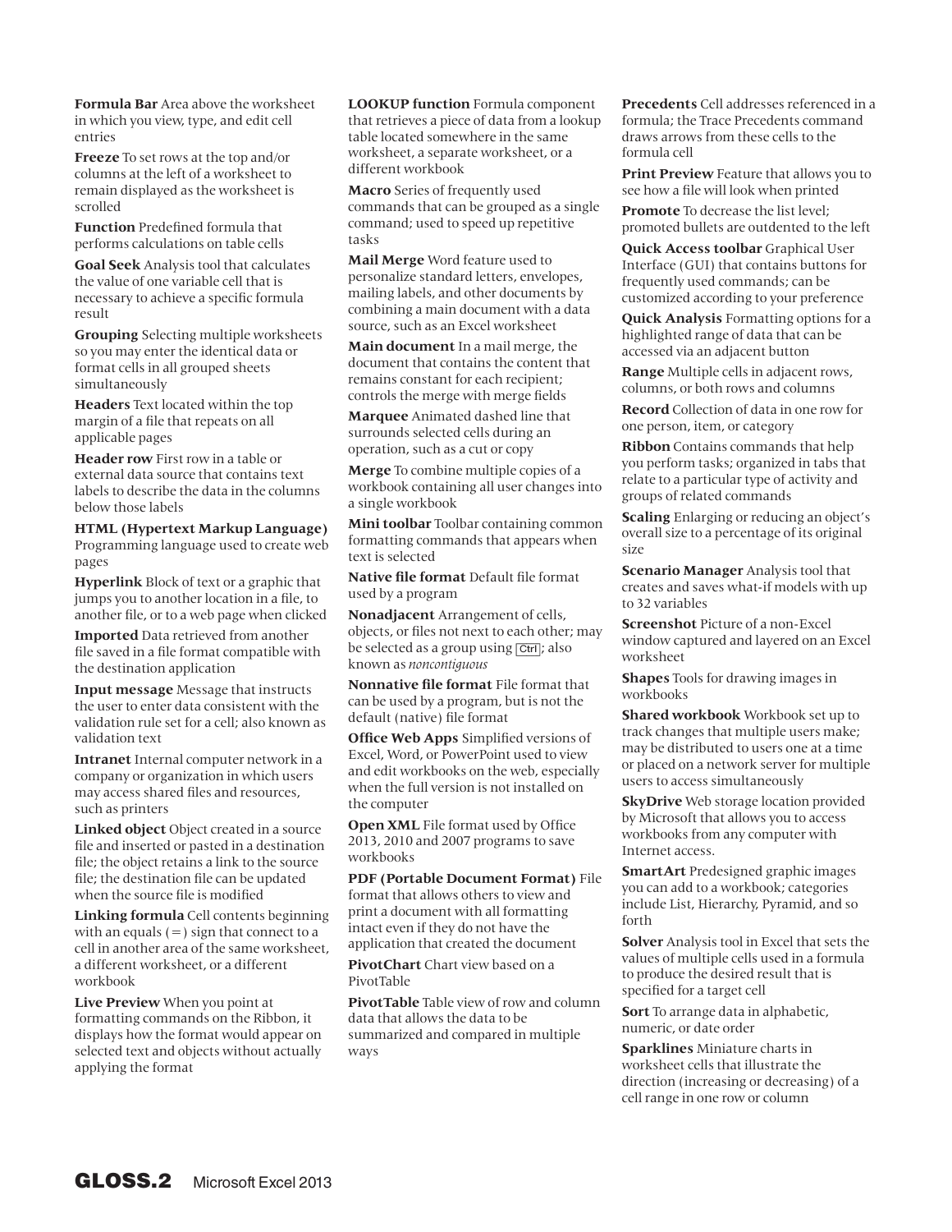**Formula Bar** Area above the worksheet in which you view, type, and edit cell entries

**Freeze** To set rows at the top and/or columns at the left of a worksheet to remain displayed as the worksheet is scrolled

**Function** Predefined formula that performs calculations on table cells

**Goal Seek** Analysis tool that calculates the value of one variable cell that is necessary to achieve a specific formula result

**Grouping** Selecting multiple worksheets so you may enter the identical data or format cells in all grouped sheets simultaneously

**Headers** Text located within the top margin of a file that repeats on all applicable pages

**Header row** First row in a table or external data source that contains text labels to describe the data in the columns below those labels

**HTML (Hypertext Markup Language)** Programming language used to create web pages

**Hyperlink** Block of text or a graphic that jumps you to another location in a file, to another file, or to a web page when clicked

**Imported** Data retrieved from another file saved in a file format compatible with the destination application

**Input message** Message that instructs the user to enter data consistent with the validation rule set for a cell; also known as validation text

**Intranet** Internal computer network in a company or organization in which users may access shared files and resources, such as printers

**Linked object** Object created in a source file and inserted or pasted in a destination file; the object retains a link to the source file; the destination file can be updated when the source file is modified

**Linking formula** Cell contents beginning with an equals (=) sign that connect to a cell in another area of the same worksheet, a different worksheet, or a different workbook

**Live Preview** When you point at formatting commands on the Ribbon, it displays how the format would appear on selected text and objects without actually applying the format

**LOOKUP function** Formula component that retrieves a piece of data from a lookup table located somewhere in the same worksheet, a separate worksheet, or a different workbook

**Macro** Series of frequently used commands that can be grouped as a single command; used to speed up repetitive tasks

**Mail Merge** Word feature used to personalize standard letters, envelopes, mailing labels, and other documents by combining a main document with a data source, such as an Excel worksheet

**Main document** In a mail merge, the document that contains the content that remains constant for each recipient; controls the merge with merge fields

**Marquee** Animated dashed line that surrounds selected cells during an operation, such as a cut or copy

**Merge** To combine multiple copies of a workbook containing all user changes into a single workbook

**Mini toolbar** Toolbar containing common formatting commands that appears when text is selected

**Native file format** Default file format used by a program

**Nonadjacent** Arrangement of cells, objects, or files not next to each other; may be selected as a group using Ctrl; also known as *noncontiguous*

**Nonnative file format** File format that can be used by a program, but is not the default (native) file format

**Office Web Apps** Simplified versions of Excel, Word, or PowerPoint used to view and edit workbooks on the web, especially when the full version is not installed on the computer

**Open XML** File format used by Office 2013, 2010 and 2007 programs to save workbooks

**PDF (Portable Document Format)** File format that allows others to view and print a document with all formatting intact even if they do not have the application that created the document

**PivotChart** Chart view based on a PivotTable

**PivotTable** Table view of row and column data that allows the data to be summarized and compared in multiple ways

**Precedents** Cell addresses referenced in a formula; the Trace Precedents command draws arrows from these cells to the formula cell

**Print Preview** Feature that allows you to see how a file will look when printed

**Promote** To decrease the list level; promoted bullets are outdented to the left

**Quick Access toolbar** Graphical User Interface (GUI) that contains buttons for frequently used commands; can be customized according to your preference

**Quick Analysis** Formatting options for a highlighted range of data that can be accessed via an adjacent button

**Range** Multiple cells in adjacent rows, columns, or both rows and columns

**Record** Collection of data in one row for one person, item, or category

**Ribbon** Contains commands that help you perform tasks; organized in tabs that relate to a particular type of activity and groups of related commands

**Scaling** Enlarging or reducing an object's overall size to a percentage of its original size

**Scenario Manager** Analysis tool that creates and saves what-if models with up to 32 variables

**Screenshot** Picture of a non-Excel window captured and layered on an Excel worksheet

**Shapes** Tools for drawing images in workbooks

**Shared workbook** Workbook set up to track changes that multiple users make; may be distributed to users one at a time or placed on a network server for multiple users to access simultaneously

**SkyDrive** Web storage location provided by Microsoft that allows you to access workbooks from any computer with Internet access.

**SmartArt** Predesigned graphic images you can add to a workbook; categories include List, Hierarchy, Pyramid, and so forth

**Solver** Analysis tool in Excel that sets the values of multiple cells used in a formula to produce the desired result that is specified for a target cell

**Sort** To arrange data in alphabetic, numeric, or date order

**Sparklines** Miniature charts in worksheet cells that illustrate the direction (increasing or decreasing) of a cell range in one row or column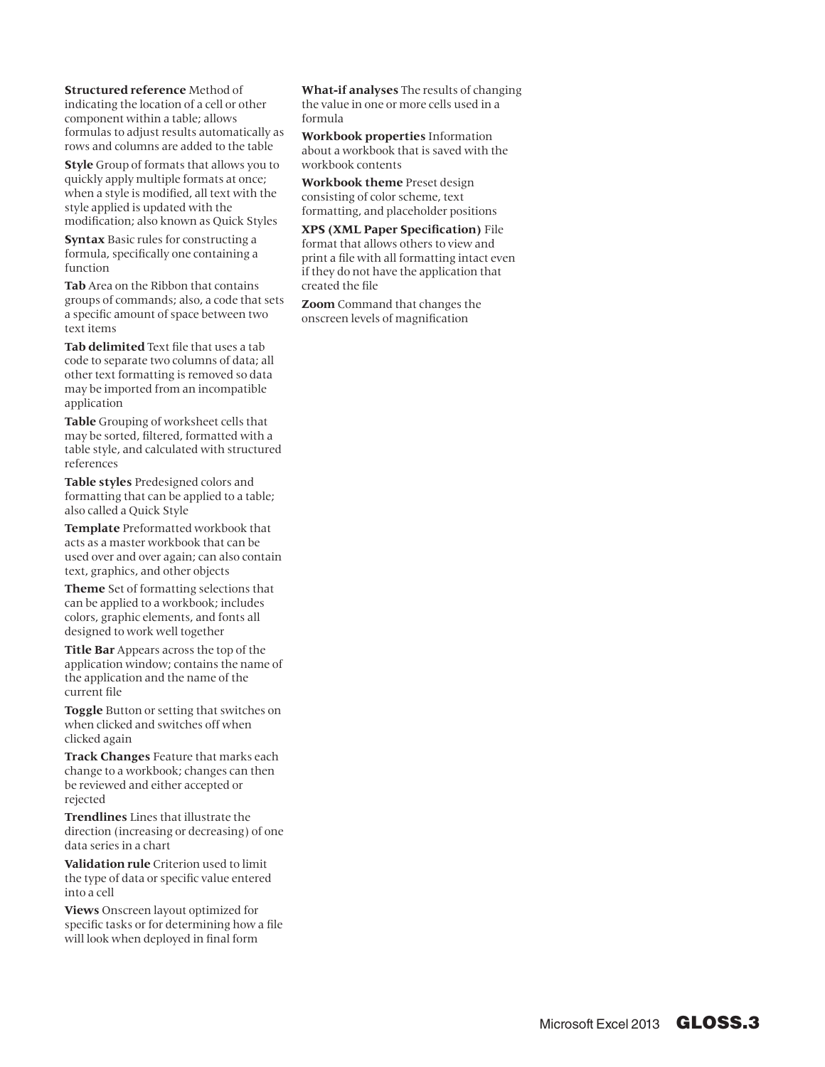**Structured reference** Method of indicating the location of a cell or other component within a table; allows formulas to adjust results automatically as rows and columns are added to the table

**Style** Group of formats that allows you to quickly apply multiple formats at once; when a style is modified, all text with the style applied is updated with the modification; also known as Quick Styles

**Syntax** Basic rules for constructing a formula, specifically one containing a function

**Tab** Area on the Ribbon that contains groups of commands; also, a code that sets a specific amount of space between two text items

**Tab delimited** Text file that uses a tab code to separate two columns of data; all other text formatting is removed so data may be imported from an incompatible application

**Table** Grouping of worksheet cells that may be sorted, filtered, formatted with a table style, and calculated with structured references

**Table styles** Predesigned colors and formatting that can be applied to a table; also called a Quick Style

**Template** Preformatted workbook that acts as a master workbook that can be used over and over again; can also contain text, graphics, and other objects

**Theme** Set of formatting selections that can be applied to a workbook; includes colors, graphic elements, and fonts all designed to work well together

**Title Bar** Appears across the top of the application window; contains the name of the application and the name of the current file

**Toggle** Button or setting that switches on when clicked and switches off when clicked again

**Track Changes** Feature that marks each change to a workbook; changes can then be reviewed and either accepted or rejected

**Trendlines** Lines that illustrate the direction (increasing or decreasing) of one data series in a chart

**Validation rule** Criterion used to limit the type of data or specific value entered into a cell

**Views** Onscreen layout optimized for specific tasks or for determining how a file will look when deployed in final form

**What-if analyses** The results of changing the value in one or more cells used in a formula

**Workbook properties** Information about a workbook that is saved with the workbook contents

**Workbook theme** Preset design consisting of color scheme, text formatting, and placeholder positions

**XPS (XML Paper Specification)** File format that allows others to view and print a file with all formatting intact even if they do not have the application that created the file

**Zoom** Command that changes the onscreen levels of magnification